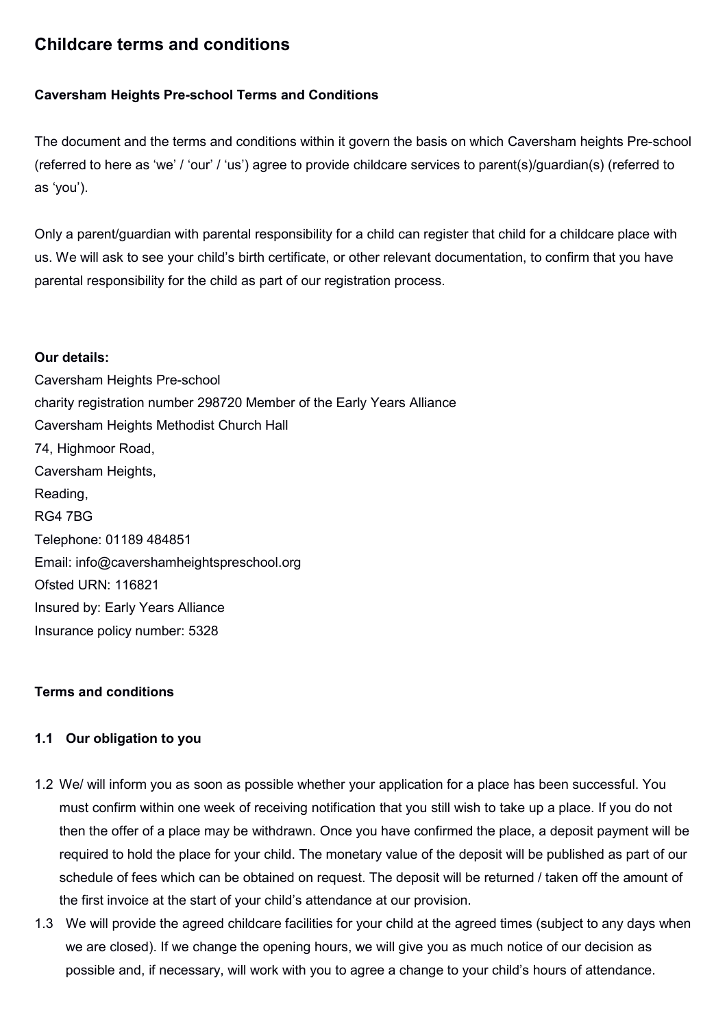# Childcare terms and conditions

**Caversham Heights Pre-school Terms and Conditions**

The document and the terms and conditions within it govern the basis on which Caversham heights Pre-school (referred to here as 'we' / 'our' / 'us') agree to provide childcare services to parent(s)/guardian(s) (referred to as 'you').

Only a parent/guardian with parental responsibility for a child can register that child for a childcare place with us. We will ask to see your child's birth certificate, or other relevant documentation, to confirm that you have parental responsibility for the child as part of our registration process.

**Our details:**

Caversham Heights Pre-school
charity registration number 298720 Member of the Early Years Alliance
Caversham Heights Methodist Church Hall
74, Highmoor Road,
Caversham Heights,
Reading,
RG4 7BG
Telephone: 01189 484851
Email: info@cavershamheightspreschool.org
Ofsted URN: 116821
Insured by: Early Years Alliance
Insurance policy number: 5328

**Terms and conditions**

**1.1 Our obligation to you**

1.2 We/ will inform you as soon as possible whether your application for a place has been successful. You must confirm within one week of receiving notification that you still wish to take up a place. If you do not then the offer of a place may be withdrawn. Once you have confirmed the place, a deposit payment will be required to hold the place for your child. The monetary value of the deposit will be published as part of our schedule of fees which can be obtained on request. The deposit will be returned / taken off the amount of the first invoice at the start of your child's attendance at our provision.

1.3 We will provide the agreed childcare facilities for your child at the agreed times (subject to any days when we are closed). If we change the opening hours, we will give you as much notice of our decision as possible and, if necessary, will work with you to agree a change to your child's hours of attendance.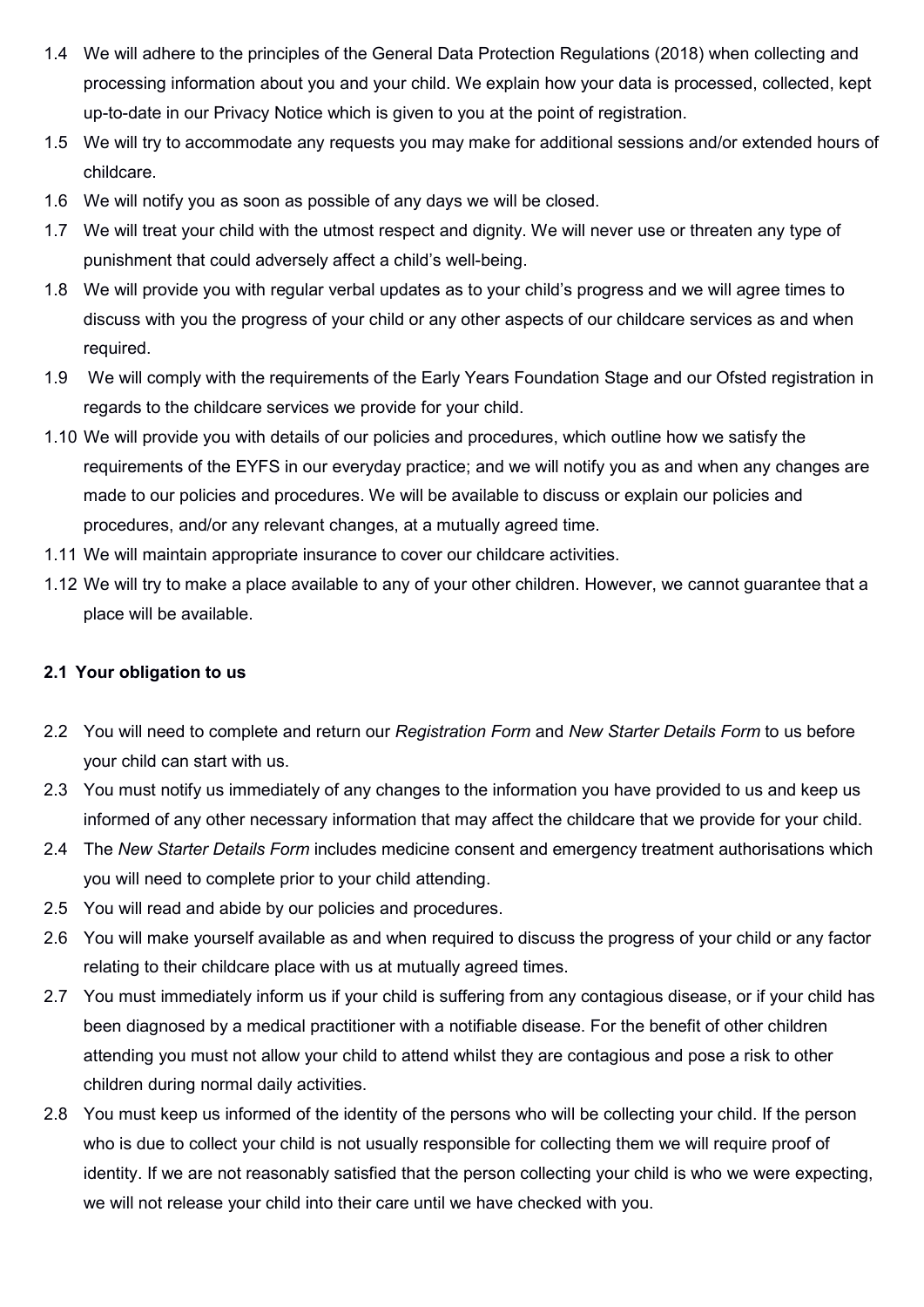1.4 We will adhere to the principles of the General Data Protection Regulations (2018) when collecting and processing information about you and your child. We explain how your data is processed, collected, kept up-to-date in our Privacy Notice which is given to you at the point of registration.

1.5 We will try to accommodate any requests you may make for additional sessions and/or extended hours of childcare.

1.6 We will notify you as soon as possible of any days we will be closed.

1.7 We will treat your child with the utmost respect and dignity. We will never use or threaten any type of punishment that could adversely affect a child's well-being.

1.8 We will provide you with regular verbal updates as to your child's progress and we will agree times to discuss with you the progress of your child or any other aspects of our childcare services as and when required.

1.9 We will comply with the requirements of the Early Years Foundation Stage and our Ofsted registration in regards to the childcare services we provide for your child.

1.10 We will provide you with details of our policies and procedures, which outline how we satisfy the requirements of the EYFS in our everyday practice; and we will notify you as and when any changes are made to our policies and procedures. We will be available to discuss or explain our policies and procedures, and/or any relevant changes, at a mutually agreed time.

1.11 We will maintain appropriate insurance to cover our childcare activities.

1.12 We will try to make a place available to any of your other children. However, we cannot guarantee that a place will be available.

**2.1 Your obligation to us**

2.2 You will need to complete and return our *Registration Form* and *New Starter Details Form* to us before your child can start with us.

2.3 You must notify us immediately of any changes to the information you have provided to us and keep us informed of any other necessary information that may affect the childcare that we provide for your child.

2.4 The *New Starter Details Form* includes medicine consent and emergency treatment authorisations which you will need to complete prior to your child attending.

2.5 You will read and abide by our policies and procedures.

2.6 You will make yourself available as and when required to discuss the progress of your child or any factor relating to their childcare place with us at mutually agreed times.

2.7 You must immediately inform us if your child is suffering from any contagious disease, or if your child has been diagnosed by a medical practitioner with a notifiable disease. For the benefit of other children attending you must not allow your child to attend whilst they are contagious and pose a risk to other children during normal daily activities.

2.8 You must keep us informed of the identity of the persons who will be collecting your child. If the person who is due to collect your child is not usually responsible for collecting them we will require proof of identity. If we are not reasonably satisfied that the person collecting your child is who we were expecting, we will not release your child into their care until we have checked with you.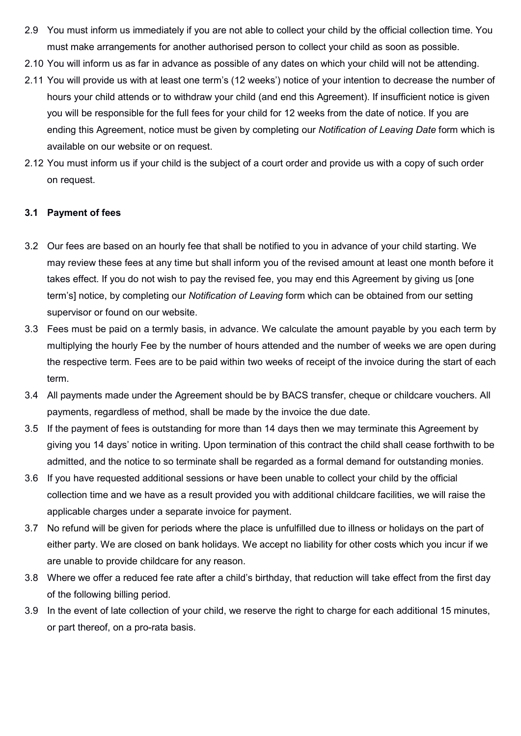2.9 You must inform us immediately if you are not able to collect your child by the official collection time. You must make arrangements for another authorised person to collect your child as soon as possible.

2.10 You will inform us as far in advance as possible of any dates on which your child will not be attending.

2.11 You will provide us with at least one term's (12 weeks') notice of your intention to decrease the number of hours your child attends or to withdraw your child (and end this Agreement). If insufficient notice is given you will be responsible for the full fees for your child for 12 weeks from the date of notice. If you are ending this Agreement, notice must be given by completing our *Notification of Leaving Date* form which is available on our website or on request.

2.12 You must inform us if your child is the subject of a court order and provide us with a copy of such order on request.

**3.1 Payment of fees**

3.2 Our fees are based on an hourly fee that shall be notified to you in advance of your child starting. We may review these fees at any time but shall inform you of the revised amount at least one month before it takes effect. If you do not wish to pay the revised fee, you may end this Agreement by giving us [one term's] notice, by completing our *Notification of Leaving* form which can be obtained from our setting supervisor or found on our website.

3.3 Fees must be paid on a termly basis, in advance. We calculate the amount payable by you each term by multiplying the hourly Fee by the number of hours attended and the number of weeks we are open during the respective term. Fees are to be paid within two weeks of receipt of the invoice during the start of each term.

3.4 All payments made under the Agreement should be by BACS transfer, cheque or childcare vouchers. All payments, regardless of method, shall be made by the invoice the due date.

3.5 If the payment of fees is outstanding for more than 14 days then we may terminate this Agreement by giving you 14 days' notice in writing. Upon termination of this contract the child shall cease forthwith to be admitted, and the notice to so terminate shall be regarded as a formal demand for outstanding monies.

3.6 If you have requested additional sessions or have been unable to collect your child by the official collection time and we have as a result provided you with additional childcare facilities, we will raise the applicable charges under a separate invoice for payment.

3.7 No refund will be given for periods where the place is unfulfilled due to illness or holidays on the part of either party. We are closed on bank holidays. We accept no liability for other costs which you incur if we are unable to provide childcare for any reason.

3.8 Where we offer a reduced fee rate after a child's birthday, that reduction will take effect from the first day of the following billing period.

3.9 In the event of late collection of your child, we reserve the right to charge for each additional 15 minutes, or part thereof, on a pro-rata basis.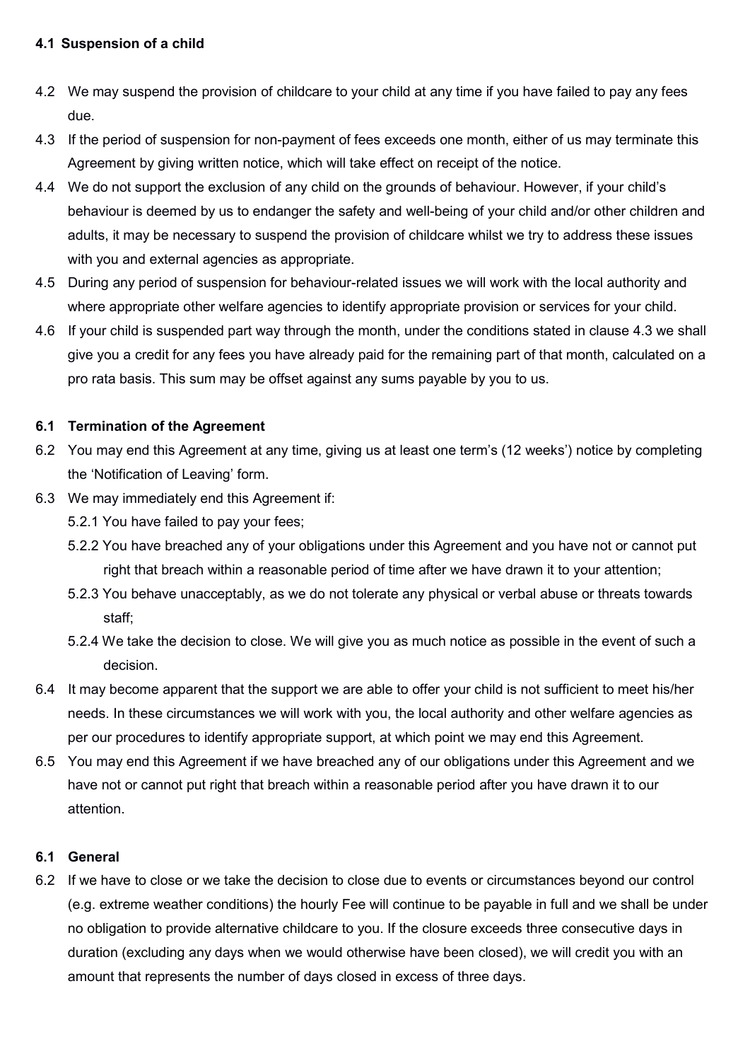#### 4.1 Suspension of a child

4.2 We may suspend the provision of childcare to your child at any time if you have failed to pay any fees due.

4.3 If the period of suspension for non-payment of fees exceeds one month, either of us may terminate this Agreement by giving written notice, which will take effect on receipt of the notice.

4.4 We do not support the exclusion of any child on the grounds of behaviour. However, if your child's behaviour is deemed by us to endanger the safety and well-being of your child and/or other children and adults, it may be necessary to suspend the provision of childcare whilst we try to address these issues with you and external agencies as appropriate.

4.5 During any period of suspension for behaviour-related issues we will work with the local authority and where appropriate other welfare agencies to identify appropriate provision or services for your child.

4.6 If your child is suspended part way through the month, under the conditions stated in clause 4.3 we shall give you a credit for any fees you have already paid for the remaining part of that month, calculated on a pro rata basis. This sum may be offset against any sums payable by you to us.

#### 6.1 Termination of the Agreement

6.2 You may end this Agreement at any time, giving us at least one term's (12 weeks') notice by completing the 'Notification of Leaving' form.

6.3 We may immediately end this Agreement if:

- 5.2.1 You have failed to pay your fees;
- 5.2.2 You have breached any of your obligations under this Agreement and you have not or cannot put right that breach within a reasonable period of time after we have drawn it to your attention;
- 5.2.3 You behave unacceptably, as we do not tolerate any physical or verbal abuse or threats towards staff;
- 5.2.4 We take the decision to close. We will give you as much notice as possible in the event of such a decision.

6.4 It may become apparent that the support we are able to offer your child is not sufficient to meet his/her needs. In these circumstances we will work with you, the local authority and other welfare agencies as per our procedures to identify appropriate support, at which point we may end this Agreement.

6.5 You may end this Agreement if we have breached any of our obligations under this Agreement and we have not or cannot put right that breach within a reasonable period after you have drawn it to our attention.

#### 6.1 General

6.2 If we have to close or we take the decision to close due to events or circumstances beyond our control (e.g. extreme weather conditions) the hourly Fee will continue to be payable in full and we shall be under no obligation to provide alternative childcare to you. If the closure exceeds three consecutive days in duration (excluding any days when we would otherwise have been closed), we will credit you with an amount that represents the number of days closed in excess of three days.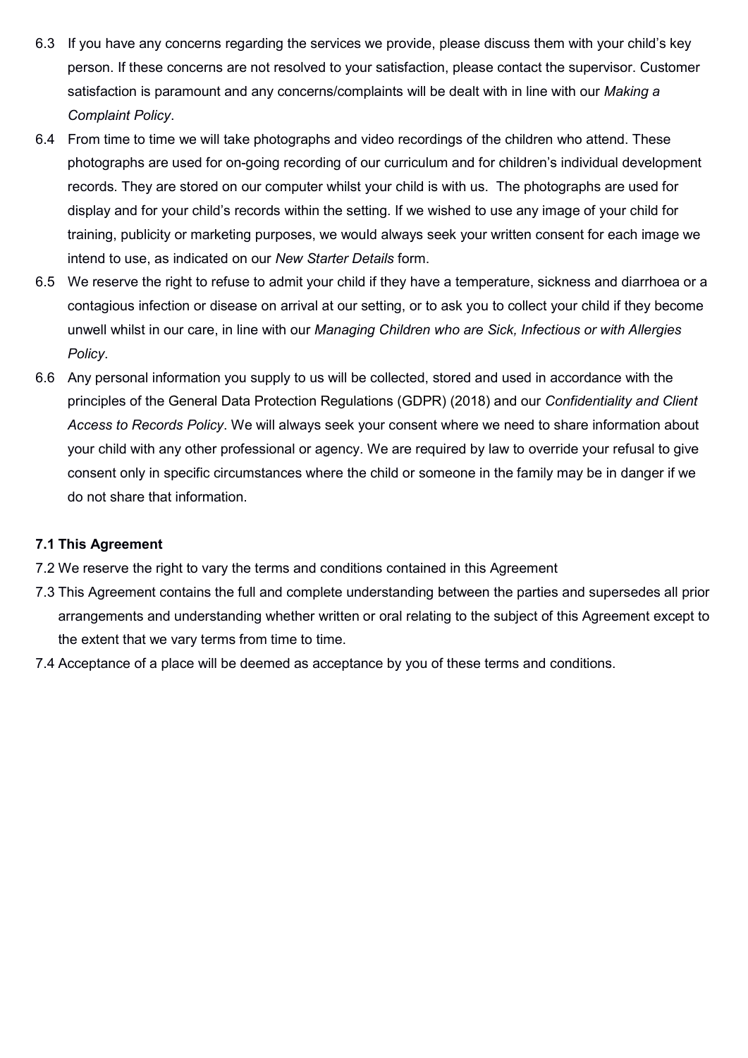6.3 If you have any concerns regarding the services we provide, please discuss them with your child's key person. If these concerns are not resolved to your satisfaction, please contact the supervisor. Customer satisfaction is paramount and any concerns/complaints will be dealt with in line with our *Making a Complaint Policy*.

6.4 From time to time we will take photographs and video recordings of the children who attend. These photographs are used for on-going recording of our curriculum and for children's individual development records. They are stored on our computer whilst your child is with us. The photographs are used for display and for your child's records within the setting. If we wished to use any image of your child for training, publicity or marketing purposes, we would always seek your written consent for each image we intend to use, as indicated on our *New Starter Details* form.

6.5 We reserve the right to refuse to admit your child if they have a temperature, sickness and diarrhoea or a contagious infection or disease on arrival at our setting, or to ask you to collect your child if they become unwell whilst in our care, in line with our *Managing Children who are Sick, Infectious or with Allergies Policy*.

6.6 Any personal information you supply to us will be collected, stored and used in accordance with the principles of the General Data Protection Regulations (GDPR) (2018) and our *Confidentiality and Client Access to Records Policy*. We will always seek your consent where we need to share information about your child with any other professional or agency. We are required by law to override your refusal to give consent only in specific circumstances where the child or someone in the family may be in danger if we do not share that information.

**7.1 This Agreement**

7.2 We reserve the right to vary the terms and conditions contained in this Agreement

7.3 This Agreement contains the full and complete understanding between the parties and supersedes all prior arrangements and understanding whether written or oral relating to the subject of this Agreement except to the extent that we vary terms from time to time.

7.4 Acceptance of a place will be deemed as acceptance by you of these terms and conditions.